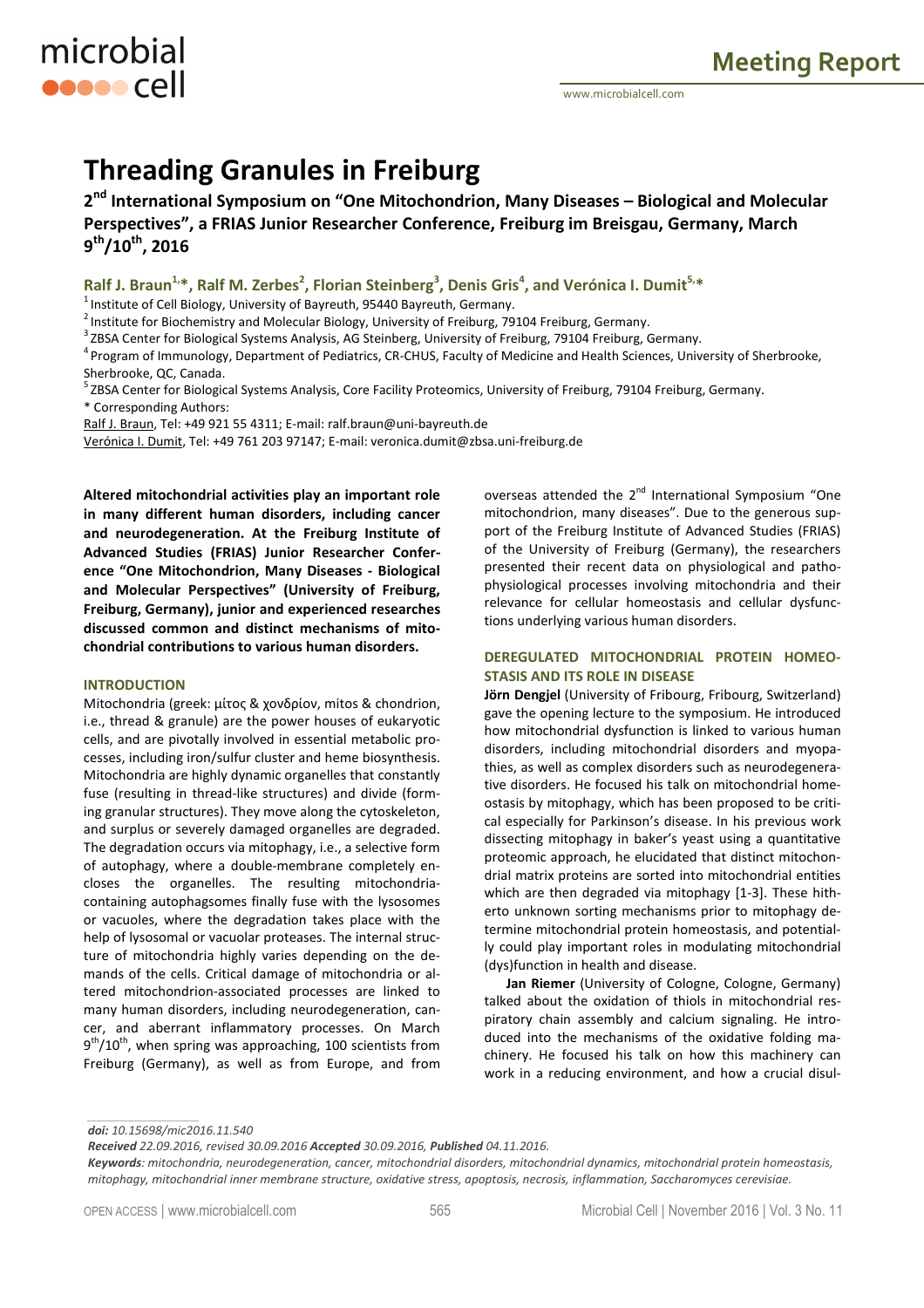# Threading Granules in Freiburg

## 2nd International Symposium on "One Mitochondrion, Many Diseases – Biological and Molecular Perspectives", a FRIAS Junior Researcher Conference, Freiburg im Breisgau, Germany, March 9th/10th, 2016

**Ralf J. Braun[1,]*, Ralf M. Zerbes[2], Florian Steinberg[3], Denis Gris[4], and Verónica I. Dumit[5,]***

[1] Institute of Cell Biology, University of Bayreuth, 95440 Bayreuth, Germany.
[2] Institute for Biochemistry and Molecular Biology, University of Freiburg, 79104 Freiburg, Germany.
[3] ZBSA Center for Biological Systems Analysis, AG Steinberg, University of Freiburg, 79104 Freiburg, Germany.
[4] Program of Immunology, Department of Pediatrics, CR-CHUS, Faculty of Medicine and Health Sciences, University of Sherbrooke, Sherbrooke, QC, Canada.
[5] ZBSA Center for Biological Systems Analysis, Core Facility Proteomics, University of Freiburg, 79104 Freiburg, Germany.
\* Corresponding Authors:
Ralf J. Braun, Tel: +49 921 55 4311; E-mail: ralf.braun@uni-bayreuth.de
Verónica I. Dumit, Tel: +49 761 203 97147; E-mail: veronica.dumit@zbsa.uni-freiburg.de

**Altered mitochondrial activities play an important role in many different human disorders, including cancer and neurodegeneration. At the Freiburg Institute of Advanced Studies (FRIAS) Junior Researcher Conference "One Mitochondrion, Many Diseases - Biological and Molecular Perspectives" (University of Freiburg, Freiburg, Germany), junior and experienced researches discussed common and distinct mechanisms of mitochondrial contributions to various human disorders.**

## INTRODUCTION

Mitochondria (greek: μίτος & χονδρίον, mitos & chondrion, i.e., thread & granule) are the power houses of eukaryotic cells, and are pivotally involved in essential metabolic processes, including iron/sulfur cluster and heme biosynthesis. Mitochondria are highly dynamic organelles that constantly fuse (resulting in thread-like structures) and divide (forming granular structures). They move along the cytoskeleton, and surplus or severely damaged organelles are degraded. The degradation occurs via mitophagy, i.e., a selective form of autophagy, where a double-membrane completely encloses the organelles. The resulting mitochondria-containing autophagsomes finally fuse with the lysosomes or vacuoles, where the degradation takes place with the help of lysosomal or vacuolar proteases. The internal structure of mitochondria highly varies depending on the demands of the cells. Critical damage of mitochondria or altered mitochondrion-associated processes are linked to many human disorders, including neurodegeneration, cancer, and aberrant inflammatory processes. On March 9th/10th, when spring was approaching, 100 scientists from Freiburg (Germany), as well as from Europe, and from overseas attended the 2nd International Symposium "One mitochondrion, many diseases". Due to the generous support of the Freiburg Institute of Advanced Studies (FRIAS) of the University of Freiburg (Germany), the researchers presented their recent data on physiological and pathophysiological processes involving mitochondria and their relevance for cellular homeostasis and cellular dysfunctions underlying various human disorders.

## DEREGULATED MITOCHONDRIAL PROTEIN HOMEOSTASIS AND ITS ROLE IN DISEASE

**Jörn Dengjel** (University of Fribourg, Fribourg, Switzerland) gave the opening lecture to the symposium. He introduced how mitochondrial dysfunction is linked to various human disorders, including mitochondrial disorders and myopathies, as well as complex disorders such as neurodegenerative disorders. He focused his talk on mitochondrial homeostasis by mitophagy, which has been proposed to be critical especially for Parkinson's disease. In his previous work dissecting mitophagy in baker's yeast using a quantitative proteomic approach, he elucidated that distinct mitochondrial matrix proteins are sorted into mitochondrial entities which are then degraded via mitophagy [1-3]. These hitherto unknown sorting mechanisms prior to mitophagy determine mitochondrial protein homeostasis, and potentially could play important roles in modulating mitochondrial (dys)function in health and disease.

**Jan Riemer** (University of Cologne, Cologne, Germany) talked about the oxidation of thiols in mitochondrial respiratory chain assembly and calcium signaling. He introduced into the mechanisms of the oxidative folding machinery. He focused his talk on how this machinery can work in a reducing environment, and how a crucial disul-

*doi: 10.15698/mic2016.11.540*
*Received 22.09.2016, revised 30.09.2016 Accepted 30.09.2016, Published 04.11.2016.*
*Keywords: mitochondria, neurodegeneration, cancer, mitochondrial disorders, mitochondrial dynamics, mitochondrial protein homeostasis, mitophagy, mitochondrial inner membrane structure, oxidative stress, apoptosis, necrosis, inflammation, Saccharomyces cerevisiae.*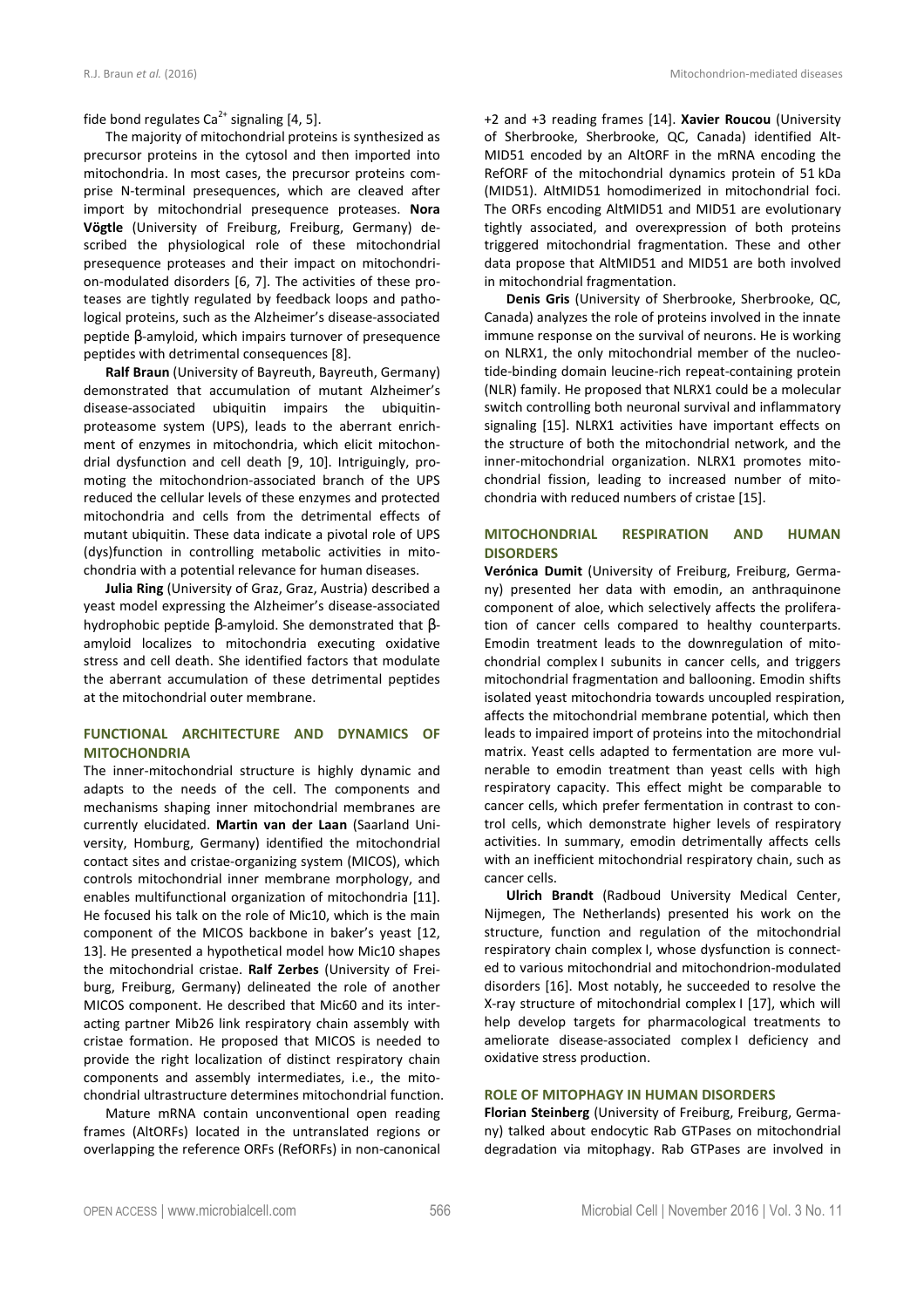fide bond regulates $Ca^{2+}$ signaling [4, 5].

The majority of mitochondrial proteins is synthesized as precursor proteins in the cytosol and then imported into mitochondria. In most cases, the precursor proteins comprise N-terminal presequences, which are cleaved after import by mitochondrial presequence proteases. **Nora Vögtle** (University of Freiburg, Freiburg, Germany) described the physiological role of these mitochondrial presequence proteases and their impact on mitochondrion-modulated disorders [6, 7]. The activities of these proteases are tightly regulated by feedback loops and pathological proteins, such as the Alzheimer's disease-associated peptide β-amyloid, which impairs turnover of presequence peptides with detrimental consequences [8].

**Ralf Braun** (University of Bayreuth, Bayreuth, Germany) demonstrated that accumulation of mutant Alzheimer's disease-associated ubiquitin impairs the ubiquitin-proteasome system (UPS), leads to the aberrant enrichment of enzymes in mitochondria, which elicit mitochondrial dysfunction and cell death [9, 10]. Intriguingly, promoting the mitochondrion-associated branch of the UPS reduced the cellular levels of these enzymes and protected mitochondria and cells from the detrimental effects of mutant ubiquitin. These data indicate a pivotal role of UPS (dys)function in controlling metabolic activities in mitochondria with a potential relevance for human diseases.

**Julia Ring** (University of Graz, Graz, Austria) described a yeast model expressing the Alzheimer's disease-associated hydrophobic peptide β-amyloid. She demonstrated that β-amyloid localizes to mitochondria executing oxidative stress and cell death. She identified factors that modulate the aberrant accumulation of these detrimental peptides at the mitochondrial outer membrane.

## FUNCTIONAL ARCHITECTURE AND DYNAMICS OF MITOCHONDRIA

The inner-mitochondrial structure is highly dynamic and adapts to the needs of the cell. The components and mechanisms shaping inner mitochondrial membranes are currently elucidated. **Martin van der Laan** (Saarland University, Homburg, Germany) identified the mitochondrial contact sites and cristae-organizing system (MICOS), which controls mitochondrial inner membrane morphology, and enables multifunctional organization of mitochondria [11]. He focused his talk on the role of Mic10, which is the main component of the MICOS backbone in baker's yeast [12, 13]. He presented a hypothetical model how Mic10 shapes the mitochondrial cristae. **Ralf Zerbes** (University of Freiburg, Freiburg, Germany) delineated the role of another MICOS component. He described that Mic60 and its interacting partner Mib26 link respiratory chain assembly with cristae formation. He proposed that MICOS is needed to provide the right localization of distinct respiratory chain components and assembly intermediates, i.e., the mitochondrial ultrastructure determines mitochondrial function.

Mature mRNA contain unconventional open reading frames (AltORFs) located in the untranslated regions or overlapping the reference ORFs (RefORFs) in non-canonical +2 and +3 reading frames [14]. **Xavier Roucou** (University of Sherbrooke, Sherbrooke, QC, Canada) identified AltMID51 encoded by an AltORF in the mRNA encoding the RefORF of the mitochondrial dynamics protein of 51 kDa (MID51). AltMID51 homodimerized in mitochondrial foci. The ORFs encoding AltMID51 and MID51 are evolutionary tightly associated, and overexpression of both proteins triggered mitochondrial fragmentation. These and other data propose that AltMID51 and MID51 are both involved in mitochondrial fragmentation.

**Denis Gris** (University of Sherbrooke, Sherbrooke, QC, Canada) analyzes the role of proteins involved in the innate immune response on the survival of neurons. He is working on NLRX1, the only mitochondrial member of the nucleotide-binding domain leucine-rich repeat-containing protein (NLR) family. He proposed that NLRX1 could be a molecular switch controlling both neuronal survival and inflammatory signaling [15]. NLRX1 activities have important effects on the structure of both the mitochondrial network, and the inner-mitochondrial organization. NLRX1 promotes mitochondrial fission, leading to increased number of mitochondria with reduced numbers of cristae [15].

## MITOCHONDRIAL RESPIRATION AND HUMAN DISORDERS

**Verónica Dumit** (University of Freiburg, Freiburg, Germany) presented her data with emodin, an anthraquinone component of aloe, which selectively affects the proliferation of cancer cells compared to healthy counterparts. Emodin treatment leads to the downregulation of mitochondrial complex I subunits in cancer cells, and triggers mitochondrial fragmentation and ballooning. Emodin shifts isolated yeast mitochondria towards uncoupled respiration, affects the mitochondrial membrane potential, which then leads to impaired import of proteins into the mitochondrial matrix. Yeast cells adapted to fermentation are more vulnerable to emodin treatment than yeast cells with high respiratory capacity. This effect might be comparable to cancer cells, which prefer fermentation in contrast to control cells, which demonstrate higher levels of respiratory activities. In summary, emodin detrimentally affects cells with an inefficient mitochondrial respiratory chain, such as cancer cells.

**Ulrich Brandt** (Radboud University Medical Center, Nijmegen, The Netherlands) presented his work on the structure, function and regulation of the mitochondrial respiratory chain complex I, whose dysfunction is connected to various mitochondrial and mitochondrion-modulated disorders [16]. Most notably, he succeeded to resolve the X-ray structure of mitochondrial complex I [17], which will help develop targets for pharmacological treatments to ameliorate disease-associated complex I deficiency and oxidative stress production.

## ROLE OF MITOPHAGY IN HUMAN DISORDERS

**Florian Steinberg** (University of Freiburg, Freiburg, Germany) talked about endocytic Rab GTPases on mitochondrial degradation via mitophagy. Rab GTPases are involved in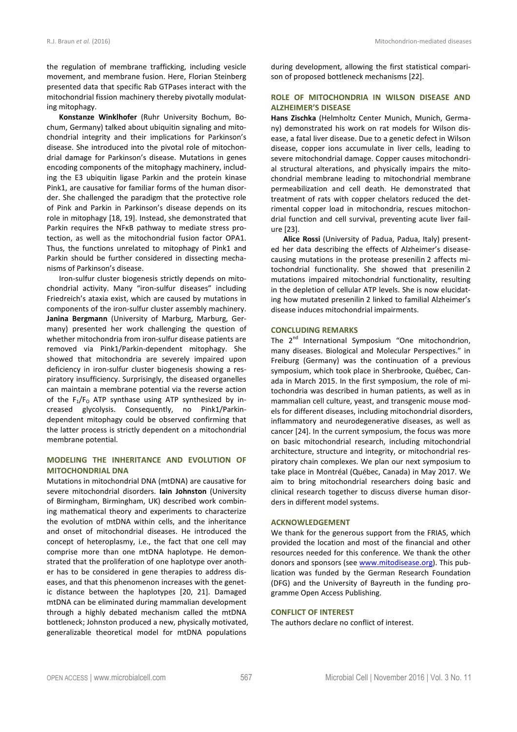the regulation of membrane trafficking, including vesicle movement, and membrane fusion. Here, Florian Steinberg presented data that specific Rab GTPases interact with the mitochondrial fission machinery thereby pivotally modulating mitophagy.

**Konstanze Winklhofer** (Ruhr University Bochum, Bochum, Germany) talked about ubiquitin signaling and mitochondrial integrity and their implications for Parkinson's disease. She introduced into the pivotal role of mitochondrial damage for Parkinson's disease. Mutations in genes encoding components of the mitophagy machinery, including the E3 ubiquitin ligase Parkin and the protein kinase Pink1, are causative for familiar forms of the human disorder. She challenged the paradigm that the protective role of Pink and Parkin in Parkinson's disease depends on its role in mitophagy [18, 19]. Instead, she demonstrated that Parkin requires the NFκB pathway to mediate stress protection, as well as the mitochondrial fusion factor OPA1. Thus, the functions unrelated to mitophagy of Pink1 and Parkin should be further considered in dissecting mechanisms of Parkinson's disease.

Iron-sulfur cluster biogenesis strictly depends on mitochondrial activity. Many "iron-sulfur diseases" including Friedreich's ataxia exist, which are caused by mutations in components of the iron-sulfur cluster assembly machinery. **Janina Bergmann** (University of Marburg, Marburg, Germany) presented her work challenging the question of whether mitochondria from iron-sulfur disease patients are removed via Pink1/Parkin-dependent mitophagy. She showed that mitochondria are severely impaired upon deficiency in iron-sulfur cluster biogenesis showing a respiratory insufficiency. Surprisingly, the diseased organelles can maintain a membrane potential via the reverse action of the $F_1/F_O$ ATP synthase using ATP synthesized by increased glycolysis. Consequently, no Pink1/Parkin-dependent mitophagy could be observed confirming that the latter process is strictly dependent on a mitochondrial membrane potential.

## MODELING THE INHERITANCE AND EVOLUTION OF MITOCHONDRIAL DNA

Mutations in mitochondrial DNA (mtDNA) are causative for severe mitochondrial disorders. **Iain Johnston** (University of Birmingham, Birmingham, UK) described work combining mathematical theory and experiments to characterize the evolution of mtDNA within cells, and the inheritance and onset of mitochondrial diseases. He introduced the concept of heteroplasmy, i.e., the fact that one cell may comprise more than one mtDNA haplotype. He demonstrated that the proliferation of one haplotype over another has to be considered in gene therapies to address diseases, and that this phenomenon increases with the genetic distance between the haplotypes [20, 21]. Damaged mtDNA can be eliminated during mammalian development through a highly debated mechanism called the mtDNA bottleneck; Johnston produced a new, physically motivated, generalizable theoretical model for mtDNA populations during development, allowing the first statistical comparison of proposed bottleneck mechanisms [22].

## ROLE OF MITOCHONDRIA IN WILSON DISEASE AND ALZHEIMER'S DISEASE

**Hans Zischka** (Helmholtz Center Munich, Munich, Germany) demonstrated his work on rat models for Wilson disease, a fatal liver disease. Due to a genetic defect in Wilson disease, copper ions accumulate in liver cells, leading to severe mitochondrial damage. Copper causes mitochondrial structural alterations, and physically impairs the mitochondrial membrane leading to mitochondrial membrane permeabilization and cell death. He demonstrated that treatment of rats with copper chelators reduced the detrimental copper load in mitochondria, rescues mitochondrial function and cell survival, preventing acute liver failure [23].

**Alice Rossi** (University of Padua, Padua, Italy) presented her data describing the effects of Alzheimer's disease-causing mutations in the protease presenilin 2 affects mitochondrial functionality. She showed that presenilin 2 mutations impaired mitochondrial functionality, resulting in the depletion of cellular ATP levels. She is now elucidating how mutated presenilin 2 linked to familial Alzheimer's disease induces mitochondrial impairments.

## CONCLUDING REMARKS

The 2nd International Symposium "One mitochondrion, many diseases. Biological and Molecular Perspectives." in Freiburg (Germany) was the continuation of a previous symposium, which took place in Sherbrooke, Québec, Canada in March 2015. In the first symposium, the role of mitochondria was described in human patients, as well as in mammalian cell culture, yeast, and transgenic mouse models for different diseases, including mitochondrial disorders, inflammatory and neurodegenerative diseases, as well as cancer [24]. In the current symposium, the focus was more on basic mitochondrial research, including mitochondrial architecture, structure and integrity, or mitochondrial respiratory chain complexes. We plan our next symposium to take place in Montréal (Québec, Canada) in May 2017. We aim to bring mitochondrial researchers doing basic and clinical research together to discuss diverse human disorders in different model systems.

## ACKNOWLEDGEMENT

We thank for the generous support from the FRIAS, which provided the location and most of the financial and other resources needed for this conference. We thank the other donors and sponsors (see www.mitodisease.org). This publication was funded by the German Research Foundation (DFG) and the University of Bayreuth in the funding programme Open Access Publishing.

## CONFLICT OF INTEREST

The authors declare no conflict of interest.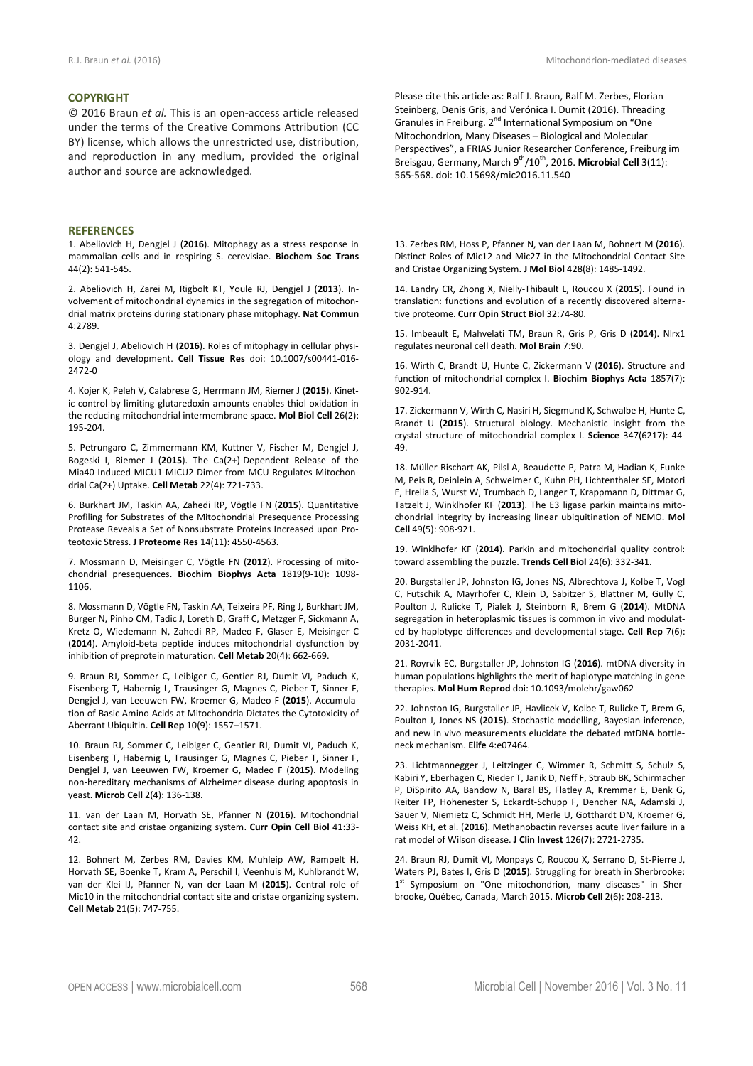## COPYRIGHT

© 2016 Braun *et al.* This is an open-access article released under the terms of the Creative Commons Attribution (CC BY) license, which allows the unrestricted use, distribution, and reproduction in any medium, provided the original author and source are acknowledged.

Please cite this article as: Ralf J. Braun, Ralf M. Zerbes, Florian Steinberg, Denis Gris, and Verónica I. Dumit (2016). Threading Granules in Freiburg. 2nd International Symposium on "One Mitochondrion, Many Diseases – Biological and Molecular Perspectives", a FRIAS Junior Researcher Conference, Freiburg im Breisgau, Germany, March 9th/10th, 2016. **Microbial Cell** 3(11): 565-568. doi: 10.15698/mic2016.11.540

## REFERENCES

1. Abeliovich H, Dengjel J (**2016**). Mitophagy as a stress response in mammalian cells and in respiring S. cerevisiae. **Biochem Soc Trans** 44(2): 541-545.

2. Abeliovich H, Zarei M, Rigbolt KT, Youle RJ, Dengjel J (**2013**). Involvement of mitochondrial dynamics in the segregation of mitochondrial matrix proteins during stationary phase mitophagy. **Nat Commun** 4:2789.

3. Dengjel J, Abeliovich H (**2016**). Roles of mitophagy in cellular physiology and development. **Cell Tissue Res** doi: 10.1007/s00441-016-2472-0

4. Kojer K, Peleh V, Calabrese G, Herrmann JM, Riemer J (**2015**). Kinetic control by limiting glutaredoxin amounts enables thiol oxidation in the reducing mitochondrial intermembrane space. **Mol Biol Cell** 26(2): 195-204.

5. Petrungaro C, Zimmermann KM, Kuttner V, Fischer M, Dengjel J, Bogeski I, Riemer J (**2015**). The Ca(2+)-Dependent Release of the Mia40-Induced MICU1-MICU2 Dimer from MCU Regulates Mitochondrial Ca(2+) Uptake. **Cell Metab** 22(4): 721-733.

6. Burkhart JM, Taskin AA, Zahedi RP, Vögtle FN (**2015**). Quantitative Profiling for Substrates of the Mitochondrial Presequence Processing Protease Reveals a Set of Nonsubstrate Proteins Increased upon Proteotoxic Stress. **J Proteome Res** 14(11): 4550-4563.

7. Mossmann D, Meisinger C, Vögtle FN (**2012**). Processing of mitochondrial presequences. **Biochim Biophys Acta** 1819(9-10): 1098-1106.

8. Mossmann D, Vögtle FN, Taskin AA, Teixeira PF, Ring J, Burkhart JM, Burger N, Pinho CM, Tadic J, Loreth D, Graff C, Metzger F, Sickmann A, Kretz O, Wiedemann N, Zahedi RP, Madeo F, Glaser E, Meisinger C (**2014**). Amyloid-beta peptide induces mitochondrial dysfunction by inhibition of preprotein maturation. **Cell Metab** 20(4): 662-669.

9. Braun RJ, Sommer C, Leibiger C, Gentier RJ, Dumit VI, Paduch K, Eisenberg T, Habernig L, Trausinger G, Magnes C, Pieber T, Sinner F, Dengjel J, van Leeuwen FW, Kroemer G, Madeo F (**2015**). Accumulation of Basic Amino Acids at Mitochondria Dictates the Cytotoxicity of Aberrant Ubiquitin. **Cell Rep** 10(9): 1557–1571.

10. Braun RJ, Sommer C, Leibiger C, Gentier RJ, Dumit VI, Paduch K, Eisenberg T, Habernig L, Trausinger G, Magnes C, Pieber T, Sinner F, Dengjel J, van Leeuwen FW, Kroemer G, Madeo F (**2015**). Modeling non-hereditary mechanisms of Alzheimer disease during apoptosis in yeast. **Microb Cell** 2(4): 136-138.

11. van der Laan M, Horvath SE, Pfanner N (**2016**). Mitochondrial contact site and cristae organizing system. **Curr Opin Cell Biol** 41:33-42.

12. Bohnert M, Zerbes RM, Davies KM, Muhleip AW, Rampelt H, Horvath SE, Boenke T, Kram A, Perschil I, Veenhuis M, Kuhlbrandt W, van der Klei IJ, Pfanner N, van der Laan M (**2015**). Central role of Mic10 in the mitochondrial contact site and cristae organizing system. **Cell Metab** 21(5): 747-755.

13. Zerbes RM, Hoss P, Pfanner N, van der Laan M, Bohnert M (**2016**). Distinct Roles of Mic12 and Mic27 in the Mitochondrial Contact Site and Cristae Organizing System. **J Mol Biol** 428(8): 1485-1492.

14. Landry CR, Zhong X, Nielly-Thibault L, Roucou X (**2015**). Found in translation: functions and evolution of a recently discovered alternative proteome. **Curr Opin Struct Biol** 32:74-80.

15. Imbeault E, Mahvelati TM, Braun R, Gris P, Gris D (**2014**). Nlrx1 regulates neuronal cell death. **Mol Brain** 7:90.

16. Wirth C, Brandt U, Hunte C, Zickermann V (**2016**). Structure and function of mitochondrial complex I. **Biochim Biophys Acta** 1857(7): 902-914.

17. Zickermann V, Wirth C, Nasiri H, Siegmund K, Schwalbe H, Hunte C, Brandt U (**2015**). Structural biology. Mechanistic insight from the crystal structure of mitochondrial complex I. **Science** 347(6217): 44-49.

18. Müller-Rischart AK, Pilsl A, Beaudette P, Patra M, Hadian K, Funke M, Peis R, Deinlein A, Schweimer C, Kuhn PH, Lichtenthaler SF, Motori E, Hrelia S, Wurst W, Trumbach D, Langer T, Krappmann D, Dittmar G, Tatzelt J, Winklhofer KF (**2013**). The E3 ligase parkin maintains mitochondrial integrity by increasing linear ubiquitination of NEMO. **Mol Cell** 49(5): 908-921.

19. Winklhofer KF (**2014**). Parkin and mitochondrial quality control: toward assembling the puzzle. **Trends Cell Biol** 24(6): 332-341.

20. Burgstaller JP, Johnston IG, Jones NS, Albrechtova J, Kolbe T, Vogl C, Futschik A, Mayrhofer C, Klein D, Sabitzer S, Blattner M, Gully C, Poulton J, Rulicke T, Pialek J, Steinborn R, Brem G (**2014**). MtDNA segregation in heteroplasmic tissues is common in vivo and modulated by haplotype differences and developmental stage. **Cell Rep** 7(6): 2031-2041.

21. Royrvik EC, Burgstaller JP, Johnston IG (**2016**). mtDNA diversity in human populations highlights the merit of haplotype matching in gene therapies. **Mol Hum Reprod** doi: 10.1093/molehr/gaw062

22. Johnston IG, Burgstaller JP, Havlicek V, Kolbe T, Rulicke T, Brem G, Poulton J, Jones NS (**2015**). Stochastic modelling, Bayesian inference, and new in vivo measurements elucidate the debated mtDNA bottleneck mechanism. **Elife** 4:e07464.

23. Lichtmannegger J, Leitzinger C, Wimmer R, Schmitt S, Schulz S, Kabiri Y, Eberhagen C, Rieder T, Janik D, Neff F, Straub BK, Schirmacher P, DiSpirito AA, Bandow N, Baral BS, Flatley A, Kremmer E, Denk G, Reiter FP, Hohenester S, Eckardt-Schupp F, Dencher NA, Adamski J, Sauer V, Niemietz C, Schmidt HH, Merle U, Gotthardt DN, Kroemer G, Weiss KH, et al. (**2016**). Methanobactin reverses acute liver failure in a rat model of Wilson disease. **J Clin Invest** 126(7): 2721-2735.

24. Braun RJ, Dumit VI, Monpays C, Roucou X, Serrano D, St-Pierre J, Waters PJ, Bates I, Gris D (**2015**). Struggling for breath in Sherbrooke: 1st Symposium on "One mitochondrion, many diseases" in Sherbrooke, Québec, Canada, March 2015. **Microb Cell** 2(6): 208-213.